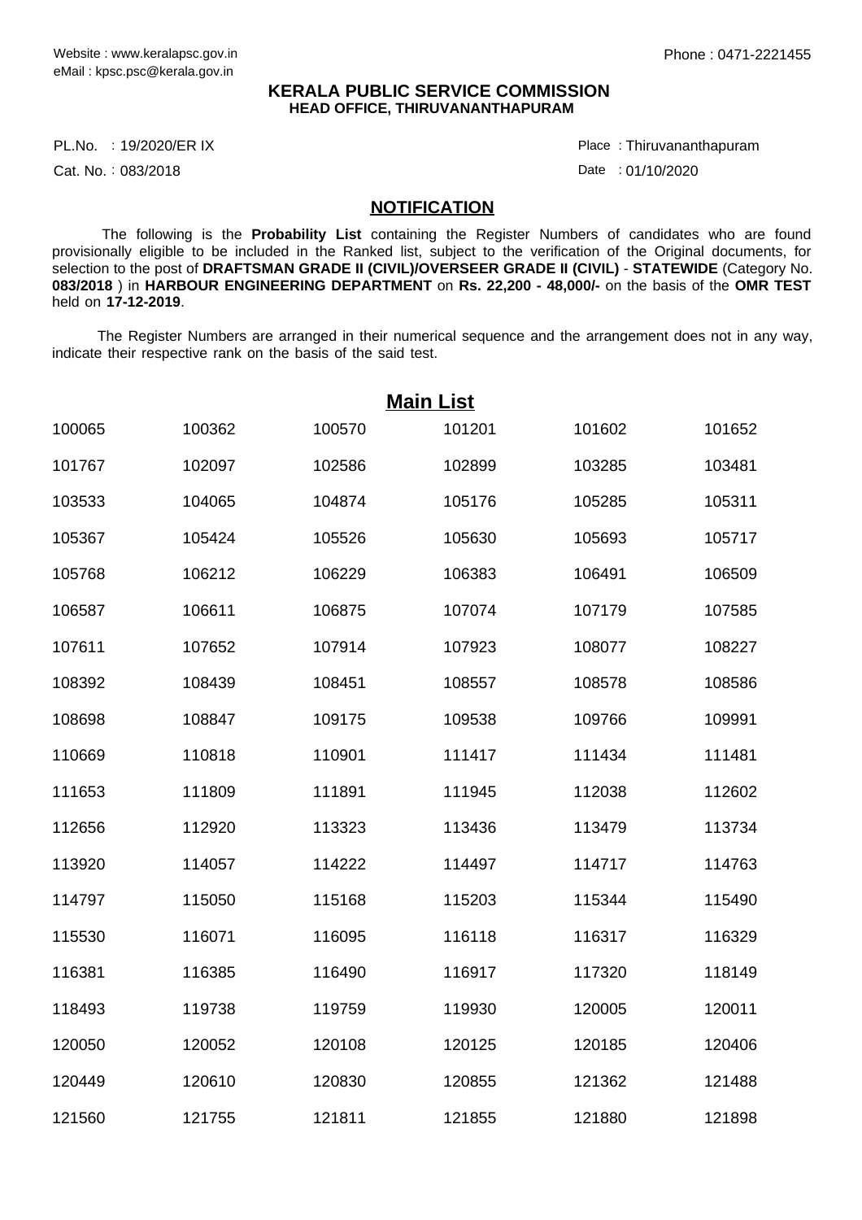Website : www.keralapsc.gov.in
eMail : kpsc.psc@kerala.gov.in

Phone : 0471-2221455

**KERALA PUBLIC SERVICE COMMISSION**
**HEAD OFFICE, THIRUVANANTHAPURAM**

PL.No. : 19/2020/ER IX
Cat. No. : 083/2018

Place : Thiruvananthapuram
Date : 01/10/2020

## NOTIFICATION

The following is the **Probability List** containing the Register Numbers of candidates who are found provisionally eligible to be included in the Ranked list, subject to the verification of the Original documents, for selection to the post of **DRAFTSMAN GRADE II (CIVIL)/OVERSEER GRADE II (CIVIL)** - **STATEWIDE** (Category No. **083/2018** ) in **HARBOUR ENGINEERING DEPARTMENT** on **Rs. 22,200 - 48,000/-** on the basis of the **OMR TEST** held on **17-12-2019**.

The Register Numbers are arranged in their numerical sequence and the arrangement does not in any way, indicate their respective rank on the basis of the said test.

### Main List

| | | | | | |
|---|---|---|---|---|---|
| 100065 | 100362 | 100570 | 101201 | 101602 | 101652 |
| 101767 | 102097 | 102586 | 102899 | 103285 | 103481 |
| 103533 | 104065 | 104874 | 105176 | 105285 | 105311 |
| 105367 | 105424 | 105526 | 105630 | 105693 | 105717 |
| 105768 | 106212 | 106229 | 106383 | 106491 | 106509 |
| 106587 | 106611 | 106875 | 107074 | 107179 | 107585 |
| 107611 | 107652 | 107914 | 107923 | 108077 | 108227 |
| 108392 | 108439 | 108451 | 108557 | 108578 | 108586 |
| 108698 | 108847 | 109175 | 109538 | 109766 | 109991 |
| 110669 | 110818 | 110901 | 111417 | 111434 | 111481 |
| 111653 | 111809 | 111891 | 111945 | 112038 | 112602 |
| 112656 | 112920 | 113323 | 113436 | 113479 | 113734 |
| 113920 | 114057 | 114222 | 114497 | 114717 | 114763 |
| 114797 | 115050 | 115168 | 115203 | 115344 | 115490 |
| 115530 | 116071 | 116095 | 116118 | 116317 | 116329 |
| 116381 | 116385 | 116490 | 116917 | 117320 | 118149 |
| 118493 | 119738 | 119759 | 119930 | 120005 | 120011 |
| 120050 | 120052 | 120108 | 120125 | 120185 | 120406 |
| 120449 | 120610 | 120830 | 120855 | 121362 | 121488 |
| 121560 | 121755 | 121811 | 121855 | 121880 | 121898 |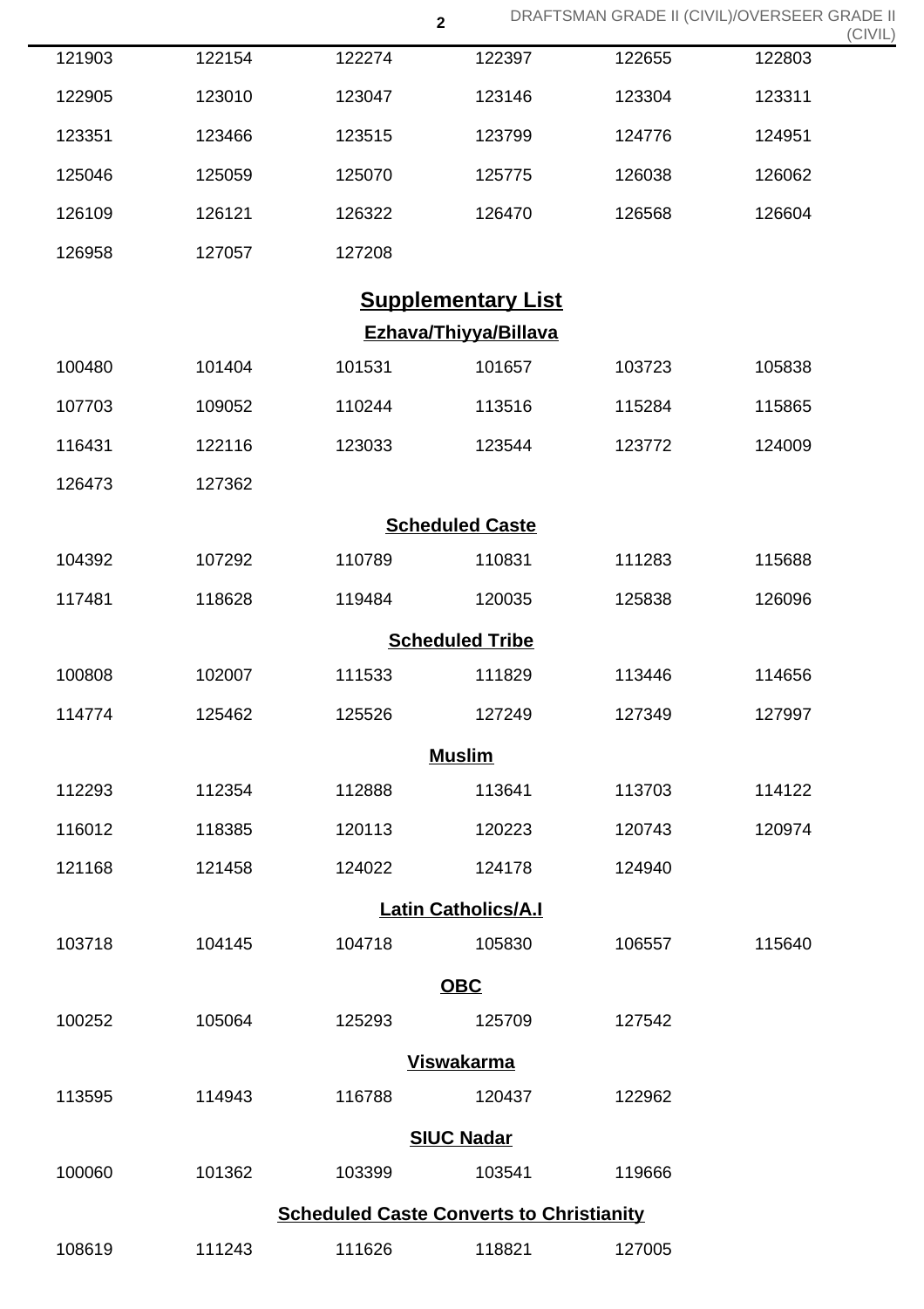| | | | | | |
|---|---|---|---|---|---|
| 121903 | 122154 | 122274 | 122397 | 122655 | 122803 |
| 122905 | 123010 | 123047 | 123146 | 123304 | 123311 |
| 123351 | 123466 | 123515 | 123799 | 124776 | 124951 |
| 125046 | 125059 | 125070 | 125775 | 126038 | 126062 |
| 126109 | 126121 | 126322 | 126470 | 126568 | 126604 |
| 126958 | 127057 | 127208 | | | |

## Supplementary List

### Ezhava/Thiyya/Billava

| | | | | | |
|---|---|---|---|---|---|
| 100480 | 101404 | 101531 | 101657 | 103723 | 105838 |
| 107703 | 109052 | 110244 | 113516 | 115284 | 115865 |
| 116431 | 122116 | 123033 | 123544 | 123772 | 124009 |
| 126473 | 127362 | | | | |

### Scheduled Caste

| | | | | | |
|---|---|---|---|---|---|
| 104392 | 107292 | 110789 | 110831 | 111283 | 115688 |
| 117481 | 118628 | 119484 | 120035 | 125838 | 126096 |

### Scheduled Tribe

| | | | | | |
|---|---|---|---|---|---|
| 100808 | 102007 | 111533 | 111829 | 113446 | 114656 |
| 114774 | 125462 | 125526 | 127249 | 127349 | 127997 |

### Muslim

| | | | | | |
|---|---|---|---|---|---|
| 112293 | 112354 | 112888 | 113641 | 113703 | 114122 |
| 116012 | 118385 | 120113 | 120223 | 120743 | 120974 |
| 121168 | 121458 | 124022 | 124178 | 124940 | |

### Latin Catholics/A.I

| | | | | | |
|---|---|---|---|---|---|
| 103718 | 104145 | 104718 | 105830 | 106557 | 115640 |

### OBC

| | | | | |
|---|---|---|---|---|
| 100252 | 105064 | 125293 | 125709 | 127542 |

### Viswakarma

| | | | | |
|---|---|---|---|---|
| 113595 | 114943 | 116788 | 120437 | 122962 |

### SIUC Nadar

| | | | | |
|---|---|---|---|---|
| 100060 | 101362 | 103399 | 103541 | 119666 |

### Scheduled Caste Converts to Christianity

| | | | | |
|---|---|---|---|---|
| 108619 | 111243 | 111626 | 118821 | 127005 |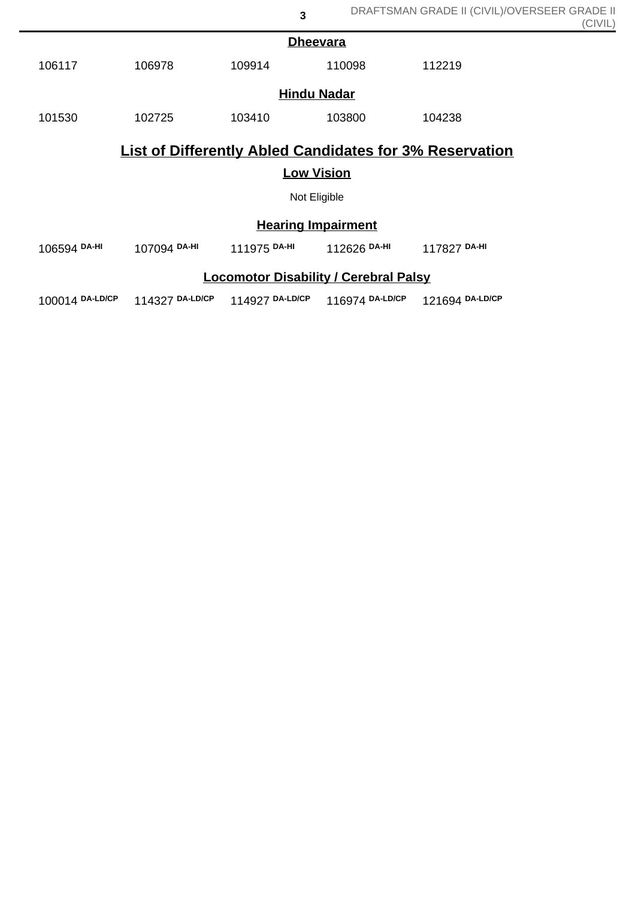### Dheevara

| | | | | |
|---|---|---|---|---|
| 106117 | 106978 | 109914 | 110098 | 112219 |

### Hindu Nadar

| | | | | |
|---|---|---|---|---|
| 101530 | 102725 | 103410 | 103800 | 104238 |

## List of Differently Abled Candidates for 3% Reservation

### Low Vision

Not Eligible

### Hearing Impairment

| | | | | |
|---|---|---|---|---|
| 106594 DA-HI | 107094 DA-HI | 111975 DA-HI | 112626 DA-HI | 117827 DA-HI |

### Locomotor Disability / Cerebral Palsy

| | | | | |
|---|---|---|---|---|
| 100014 DA-LD/CP | 114327 DA-LD/CP | 114927 DA-LD/CP | 116974 DA-LD/CP | 121694 DA-LD/CP |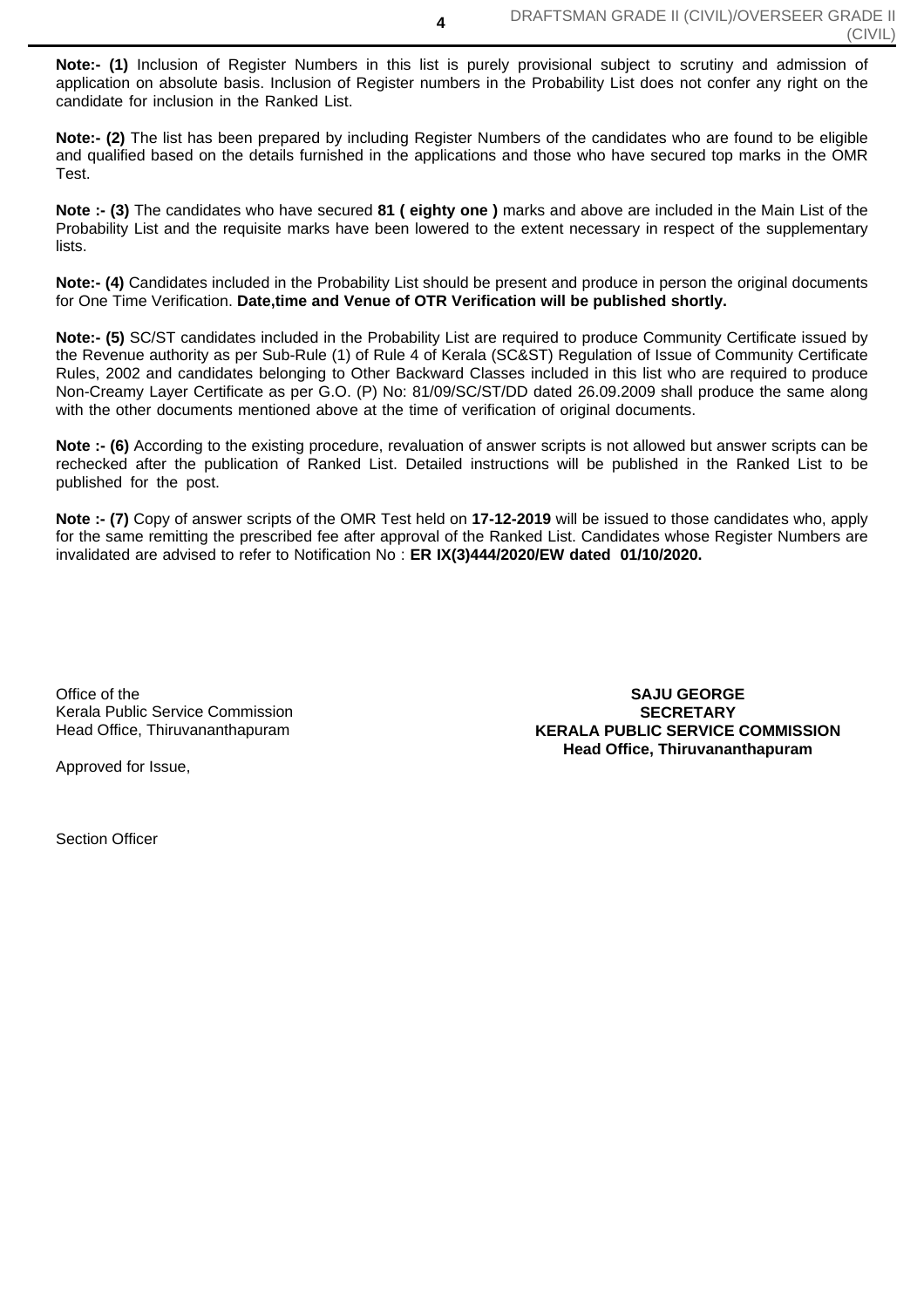**Note:- (1)** Inclusion of Register Numbers in this list is purely provisional subject to scrutiny and admission of application on absolute basis. Inclusion of Register numbers in the Probability List does not confer any right on the candidate for inclusion in the Ranked List.

**Note:- (2)** The list has been prepared by including Register Numbers of the candidates who are found to be eligible and qualified based on the details furnished in the applications and those who have secured top marks in the OMR Test.

**Note :- (3)** The candidates who have secured **81 ( eighty one )** marks and above are included in the Main List of the Probability List and the requisite marks have been lowered to the extent necessary in respect of the supplementary lists.

**Note:- (4)** Candidates included in the Probability List should be present and produce in person the original documents for One Time Verification. **Date,time and Venue of OTR Verification will be published shortly.**

**Note:- (5)** SC/ST candidates included in the Probability List are required to produce Community Certificate issued by the Revenue authority as per Sub-Rule (1) of Rule 4 of Kerala (SC&ST) Regulation of Issue of Community Certificate Rules, 2002 and candidates belonging to Other Backward Classes included in this list who are required to produce Non-Creamy Layer Certificate as per G.O. (P) No: 81/09/SC/ST/DD dated 26.09.2009 shall produce the same along with the other documents mentioned above at the time of verification of original documents.

**Note :- (6)** According to the existing procedure, revaluation of answer scripts is not allowed but answer scripts can be rechecked after the publication of Ranked List. Detailed instructions will be published in the Ranked List to be published for the post.

**Note :- (7)** Copy of answer scripts of the OMR Test held on **17-12-2019** will be issued to those candidates who, apply for the same remitting the prescribed fee after approval of the Ranked List. Candidates whose Register Numbers are invalidated are advised to refer to Notification No : **ER IX(3)444/2020/EW dated 01/10/2020.**

Office of the
Kerala Public Service Commission
Head Office, Thiruvananthapuram

**SAJU GEORGE**
**SECRETARY**
**KERALA PUBLIC SERVICE COMMISSION**
**Head Office, Thiruvananthapuram**

Approved for Issue,

Section Officer